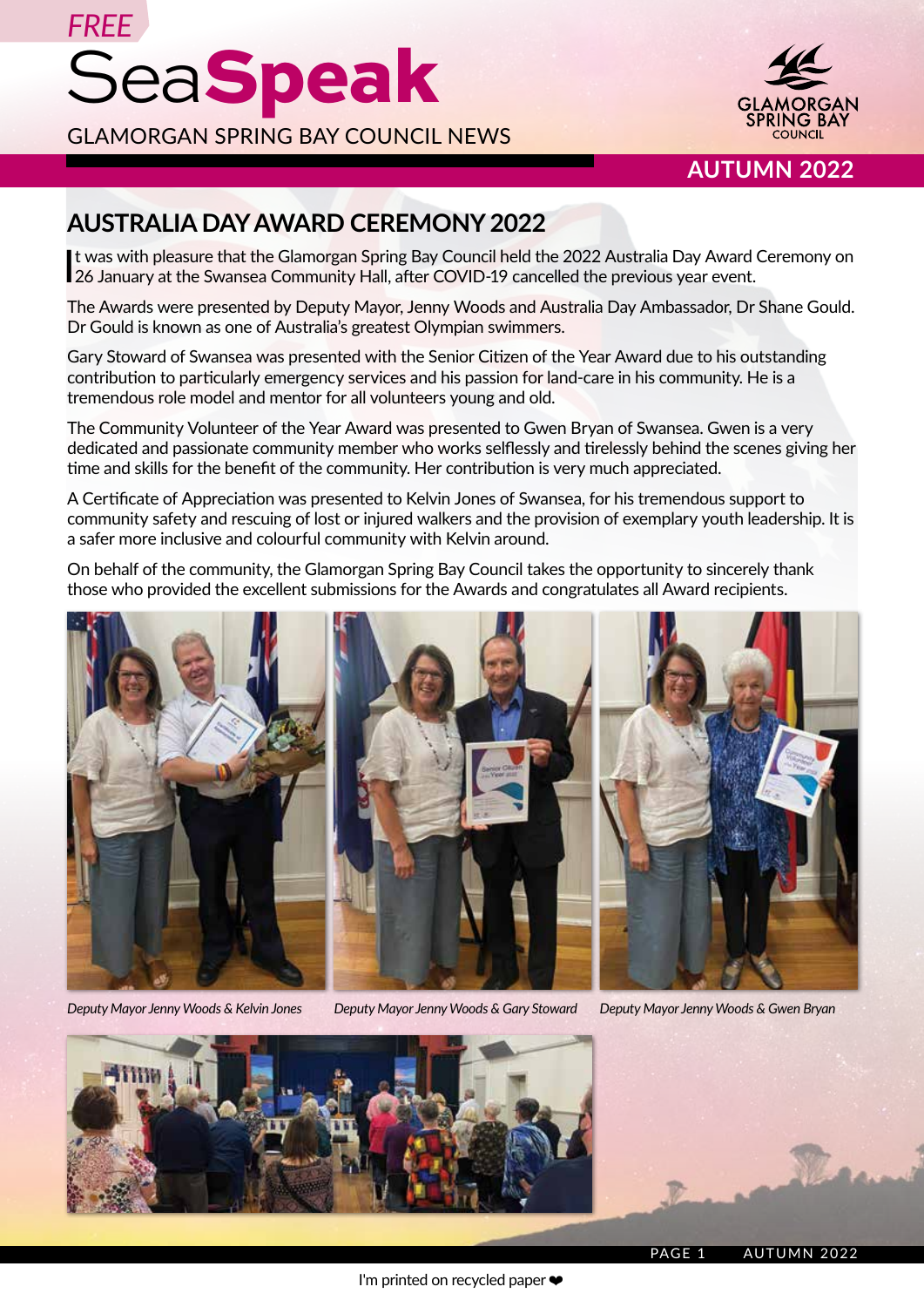FREE

# SeaSpeak

GLAMORGAN SPRING BAY COUNCIL NEWS

AUTUMN 2022

## AUSTRALIA DAY AWARD CEREMONY 2022

It was with pleasure that the Glamorgan Spring Bay Council held the 2022 Australia Day Award Ceremony on 26 January at the Swansea Community Hall, after COVID-19 cancelled the previous year event.

The Awards were presented by Deputy Mayor, Jenny Woods and Australia Day Ambassador, Dr Shane Gould. Dr Gould is known as one of Australia's greatest Olympian swimmers.

Gary Steward of Swansea was presented with the Senior Citizen of the Year Award due to his outstanding contribution to particularly emergency services and his passion for land-care in his community. He is a tremendous role model and mentor for all volunteers young and old.

The Community Volunteer of the Year Award was presented to Gwen Bryan of Swansea. Gwen is a very dedicated and passionate community member who works selflessly and tirelessly behind the scenes giving her time and skills for the benefit of the community. Her contribution is very much appreciated.

A Certificate of Appreciation was presented to Kelvin Jones of Swansea, for his tremendous support to community safety and rescuing of lost or injured walkers and the provision of exemplary youth leadership. It is a safer more inclusive and colourful community with Kelvin around.

On behalf of the community, the Glamorgan Spring Bay Council takes the opportunity to sincerely thank those who provided the excellent submissions for the Awards and congratulates all Award recipients.

*Deputy Mayor Jenny Woods & Kelvin Jones*

*Deputy Mayor Jenny Woods & Gary Steward*

*Deputy Mayor Jenny Woods & Gwen Bryan*

I'm printed on recycled paper ❤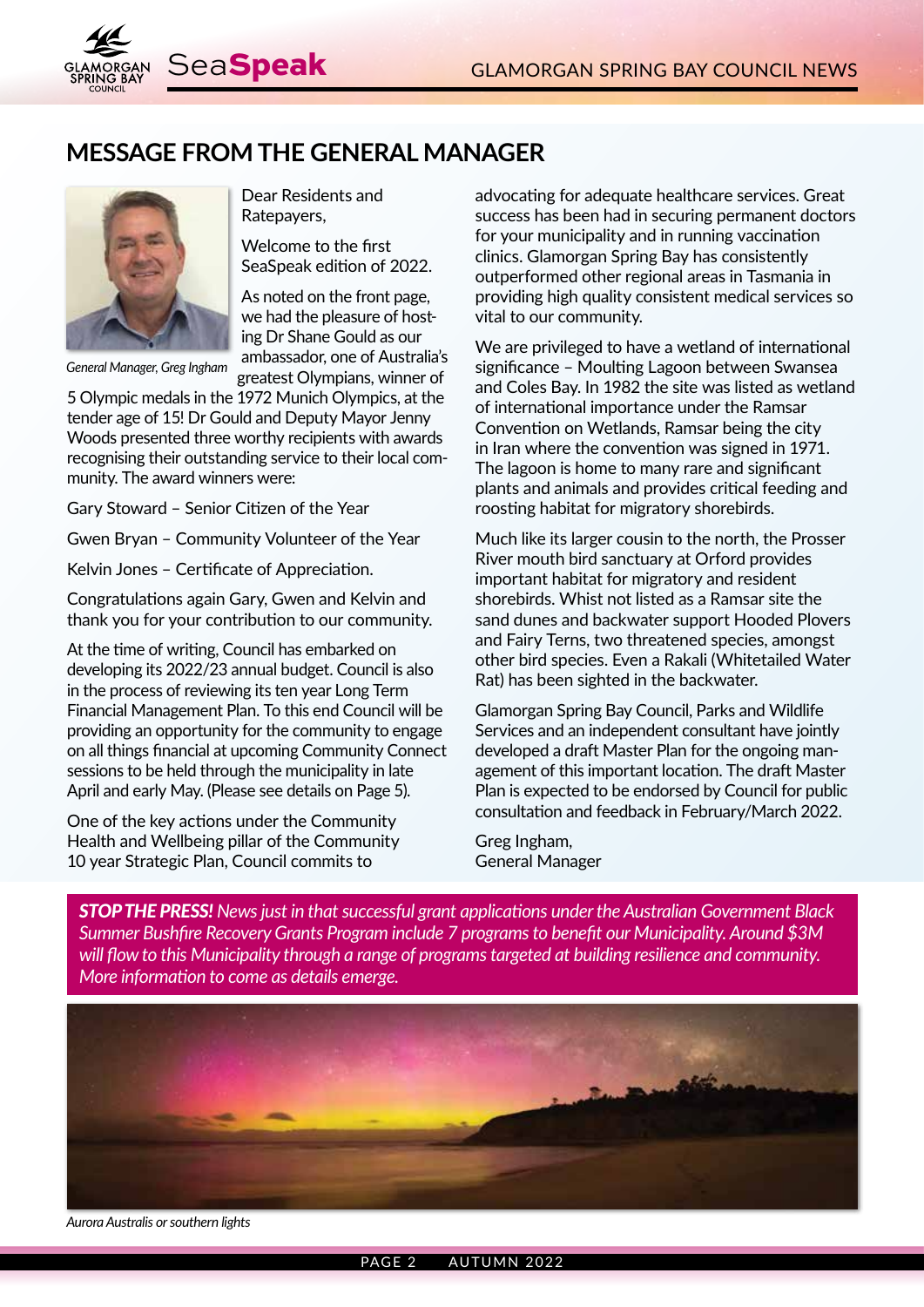## MESSAGE FROM THE GENERAL MANAGER

*General Manager, Greg Ingham*

Dear Residents and Ratepayers,

Welcome to the first SeaSpeak edition of 2022.

As noted on the front page, we had the pleasure of hosting Dr Shane Gould as our ambassador, one of Australia's greatest Olympians, winner of 5 Olympic medals in the 1972 Munich Olympics, at the tender age of 15! Dr Gould and Deputy Mayor Jenny Woods presented three worthy recipients with awards recognising their outstanding service to their local community. The award winners were:

Gary Steward – Senior Citizen of the Year

Gwen Bryan – Community Volunteer of the Year

Kelvin Jones – Certificate of Appreciation.

Congratulations again Gary, Gwen and Kelvin and thank you for your contribution to our community.

At the time of writing, Council has embarked on developing its 2022/23 annual budget. Council is also in the process of reviewing its ten year Long Term Financial Management Plan. To this end Council will be providing an opportunity for the community to engage on all things financial at upcoming Community Connect sessions to be held through the municipality in late April and early May. (Please see details on Page 5).

One of the key actions under the Community Health and Wellbeing pillar of the Community 10 year Strategic Plan, Council commits to advocating for adequate healthcare services. Great success has been had in securing permanent doctors for your municipality and in running vaccination clinics. Glamorgan Spring Bay has consistently outperformed other regional areas in Tasmania in providing high quality consistent medical services so vital to our community.

We are privileged to have a wetland of international significance – Moulting Lagoon between Swansea and Coles Bay. In 1982 the site was listed as wetland of international importance under the Ramsar Convention on Wetlands, Ramsar being the city in Iran where the convention was signed in 1971. The lagoon is home to many rare and significant plants and animals and provides critical feeding and roosting habitat for migratory shorebirds.

Much like its larger cousin to the north, the Prosser River mouth bird sanctuary at Orford provides important habitat for migratory and resident shorebirds. Whist not listed as a Ramsar site the sand dunes and backwater support Hooded Plovers and Fairy Terns, two threatened species, amongst other bird species. Even a Rakali (Whitetailed Water Rat) has been sighted in the backwater.

Glamorgan Spring Bay Council, Parks and Wildlife Services and an independent consultant have jointly developed a draft Master Plan for the ongoing management of this important location. The draft Master Plan is expected to be endorsed by Council for public consultation and feedback in February/March 2022.

Greg Ingham,
General Manager

***STOP THE PRESS!*** *News just in that successful grant applications under the Australian Government Black Summer Bushfire Recovery Grants Program include 7 programs to benefit our Municipality. Around $3M will flow to this Municipality through a range of programs targeted at building resilience and community. More information to come as details emerge.*

*Aurora Australis or southern lights*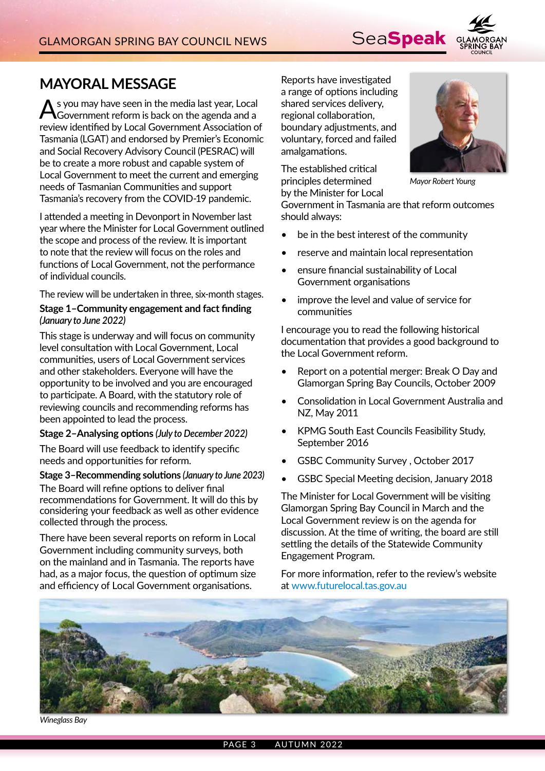# MAYORAL MESSAGE

As you may have seen in the media last year, Local Government reform is back on the agenda and a review identified by Local Government Association of Tasmania (LGAT) and endorsed by Premier's Economic and Social Recovery Advisory Council (PESRAC) will be to create a more robust and capable system of Local Government to meet the current and emerging needs of Tasmanian Communities and support Tasmania's recovery from the COVID-19 pandemic.

I attended a meeting in Devonport in November last year where the Minister for Local Government outlined the scope and process of the review. It is important to note that the review will focus on the roles and functions of Local Government, not the performance of individual councils.

The review will be undertaken in three, six-month stages.

**Stage 1–Community engagement and fact finding** *(January to June 2022)*

This stage is underway and will focus on community level consultation with Local Government, Local communities, users of Local Government services and other stakeholders. Everyone will have the opportunity to be involved and you are encouraged to participate. A Board, with the statutory role of reviewing councils and recommending reforms has been appointed to lead the process.

**Stage 2–Analysing options** *(July to December 2022)*

The Board will use feedback to identify specific needs and opportunities for reform.

**Stage 3–Recommending solutions** *(January to June 2023)*

The Board will refine options to deliver final recommendations for Government. It will do this by considering your feedback as well as other evidence collected through the process.

There have been several reports on reform in Local Government including community surveys, both on the mainland and in Tasmania. The reports have had, as a major focus, the question of optimum size and efficiency of Local Government organisations.

Reports have investigated a range of options including shared services delivery, regional collaboration, boundary adjustments, and voluntary, forced and failed amalgamations.

*Mayor Robert Young*

The established critical principles determined by the Minister for Local Government in Tasmania are that reform outcomes should always:

- be in the best interest of the community
- reserve and maintain local representation
- ensure financial sustainability of Local Government organisations
- improve the level and value of service for communities

I encourage you to read the following historical documentation that provides a good background to the Local Government reform.

- Report on a potential merger: Break O Day and Glamorgan Spring Bay Councils, October 2009
- Consolidation in Local Government Australia and NZ, May 2011
- KPMG South East Councils Feasibility Study, September 2016
- GSBC Community Survey , October 2017
- GSBC Special Meeting decision, January 2018

The Minister for Local Government will be visiting Glamorgan Spring Bay Council in March and the Local Government review is on the agenda for discussion. At the time of writing, the board are still settling the details of the Statewide Community Engagement Program.

For more information, refer to the review's website at www.futurelocal.tas.gov.au

*Wineglass Bay*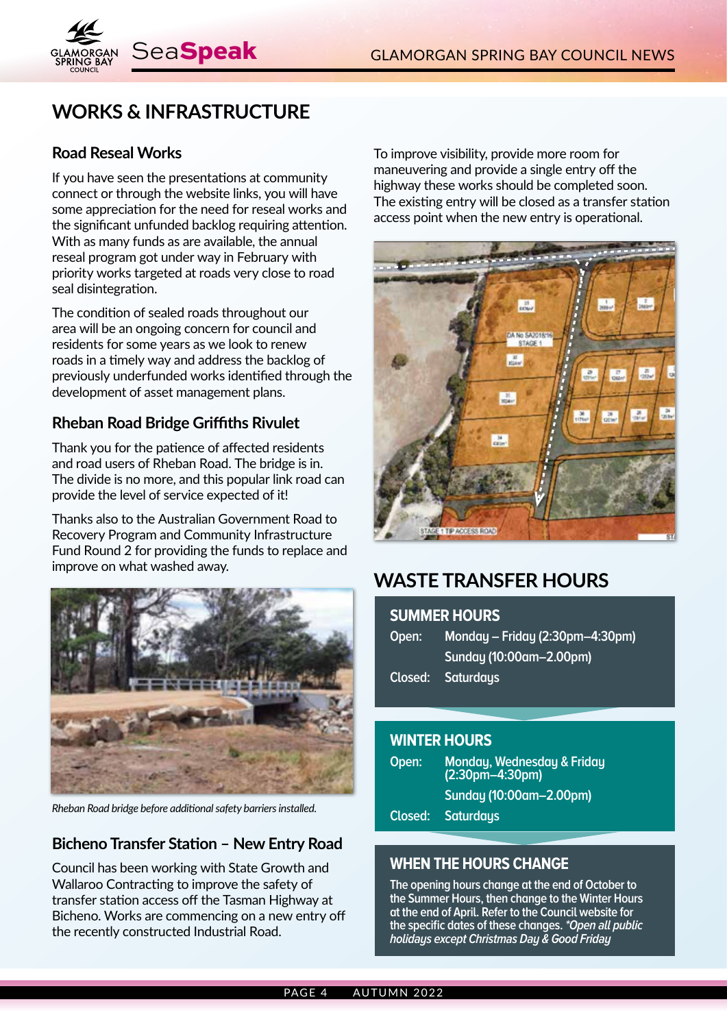# WORKS & INFRASTRUCTURE

## Road Reseal Works

If you have seen the presentations at community connect or through the website links, you will have some appreciation for the need for reseal works and the significant unfunded backlog requiring attention. With as many funds as are available, the annual reseal program got under way in February with priority works targeted at roads very close to road seal disintegration.

The condition of sealed roads throughout our area will be an ongoing concern for council and residents for some years as we look to renew roads in a timely way and address the backlog of previously underfunded works identified through the development of asset management plans.

## Rheban Road Bridge Griffiths Rivulet

Thank you for the patience of affected residents and road users of Rheban Road. The bridge is in. The divide is no more, and this popular link road can provide the level of service expected of it!

Thanks also to the Australian Government Road to Recovery Program and Community Infrastructure Fund Round 2 for providing the funds to replace and improve on what washed away.

*Rheban Road bridge before additional safety barriers installed.*

## Bicheno Transfer Station – New Entry Road

Council has been working with State Growth and Wallaroo Contracting to improve the safety of transfer station access off the Tasman Highway at Bicheno. Works are commencing on a new entry off the recently constructed Industrial Road.

To improve visibility, provide more room for maneuvering and provide a single entry off the highway these works should be completed soon. The existing entry will be closed as a transfer station access point when the new entry is operational.

# WASTE TRANSFER HOURS

## SUMMER HOURS

**Open:** Monday – Friday (2:30pm–4:30pm)
Sunday (10:00am–2.00pm)

**Closed:** Saturdays

## WINTER HOURS

**Open:** Monday, Wednesday & Friday (2:30pm–4:30pm)
Sunday (10:00am–2.00pm)

**Closed:** Saturdays

## WHEN THE HOURS CHANGE

The opening hours change at the end of October to the Summer Hours, then change to the Winter Hours at the end of April. Refer to the Council website for the specific dates of these changes. *\*Open all public holidays except Christmas Day & Good Friday*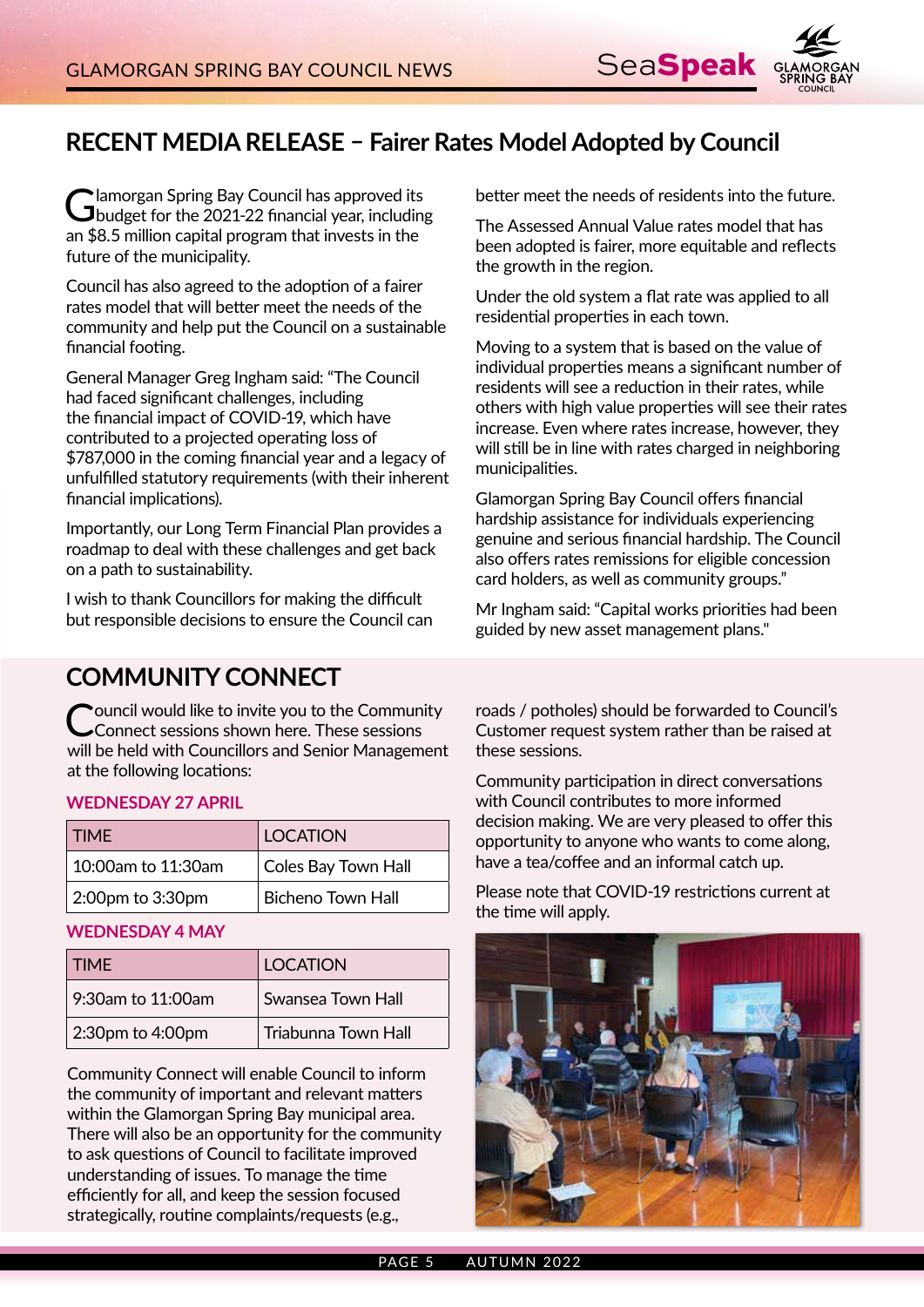## RECENT MEDIA RELEASE – Fairer Rates Model Adopted by Council

Glamorgan Spring Bay Council has approved its budget for the 2021-22 financial year, including an $8.5 million capital program that invests in the future of the municipality.

Council has also agreed to the adoption of a fairer rates model that will better meet the needs of the community and help put the Council on a sustainable financial footing.

General Manager Greg Ingham said: "The Council had faced significant challenges, including the financial impact of COVID-19, which have contributed to a projected operating loss of $787,000 in the coming financial year and a legacy of unfulfilled statutory requirements (with their inherent financial implications).

Importantly, our Long Term Financial Plan provides a roadmap to deal with these challenges and get back on a path to sustainability.

I wish to thank Councillors for making the difficult but responsible decisions to ensure the Council can better meet the needs of residents into the future.

The Assessed Annual Value rates model that has been adopted is fairer, more equitable and reflects the growth in the region.

Under the old system a flat rate was applied to all residential properties in each town.

Moving to a system that is based on the value of individual properties means a significant number of residents will see a reduction in their rates, while others with high value properties will see their rates increase. Even where rates increase, however, they will still be in line with rates charged in neighboring municipalities.

Glamorgan Spring Bay Council offers financial hardship assistance for individuals experiencing genuine and serious financial hardship. The Council also offers rates remissions for eligible concession card holders, as well as community groups."

Mr Ingham said: "Capital works priorities had been guided by new asset management plans."

## COMMUNITY CONNECT

Council would like to invite you to the Community Connect sessions shown here. These sessions will be held with Councillors and Senior Management at the following locations:

**WEDNESDAY 27 APRIL**

| TIME | LOCATION |
|---|---|
| 10:00am to 11:30am | Coles Bay Town Hall |
| 2:00pm to 3:30pm | Bicheno Town Hall |

**WEDNESDAY 4 MAY**

| TIME | LOCATION |
|---|---|
| 9:30am to 11:00am | Swansea Town Hall |
| 2:30pm to 4:00pm | Triabunna Town Hall |

Community Connect will enable Council to inform the community of important and relevant matters within the Glamorgan Spring Bay municipal area. There will also be an opportunity for the community to ask questions of Council to facilitate improved understanding of issues. To manage the time efficiently for all, and keep the session focused strategically, routine complaints/requests (e.g., roads / potholes) should be forwarded to Council's Customer request system rather than be raised at these sessions.

Community participation in direct conversations with Council contributes to more informed decision making. We are very pleased to offer this opportunity to anyone who wants to come along, have a tea/coffee and an informal catch up.

Please note that COVID-19 restrictions current at the time will apply.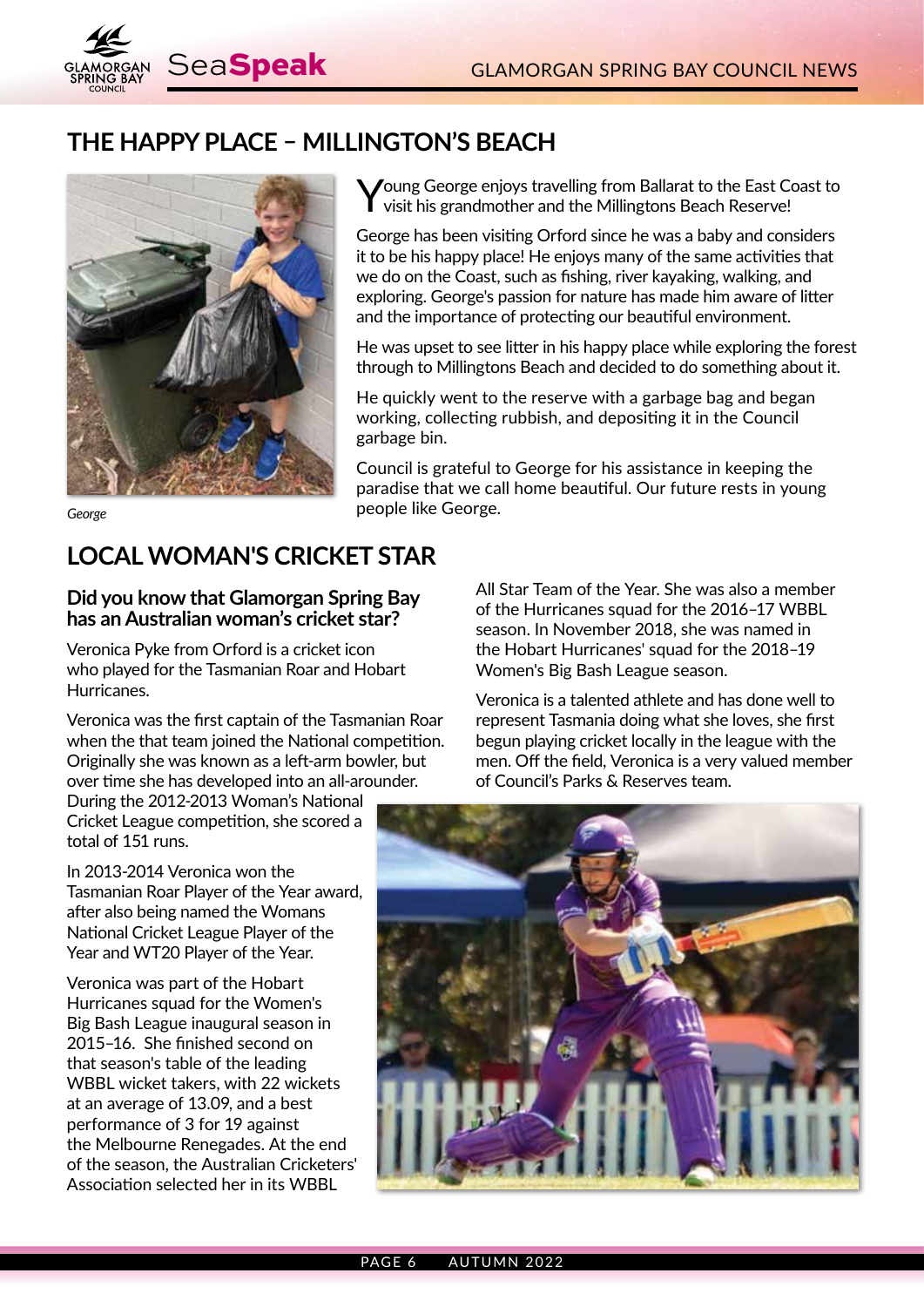## THE HAPPY PLACE – MILLINGTON'S BEACH

*George*

Young George enjoys travelling from Ballarat to the East Coast to visit his grandmother and the Millingtons Beach Reserve!

George has been visiting Orford since he was a baby and considers it to be his happy place! He enjoys many of the same activities that we do on the Coast, such as fishing, river kayaking, walking, and exploring. George's passion for nature has made him aware of litter and the importance of protecting our beautiful environment.

He was upset to see litter in his happy place while exploring the forest through to Millingtons Beach and decided to do something about it.

He quickly went to the reserve with a garbage bag and began working, collecting rubbish, and depositing it in the Council garbage bin.

Council is grateful to George for his assistance in keeping the paradise that we call home beautiful. Our future rests in young people like George.

## LOCAL WOMAN'S CRICKET STAR

### Did you know that Glamorgan Spring Bay has an Australian woman's cricket star?

Veronica Pyke from Orford is a cricket icon who played for the Tasmanian Roar and Hobart Hurricanes.

Veronica was the first captain of the Tasmanian Roar when the that team joined the National competition. Originally she was known as a left-arm bowler, but over time she has developed into an all-arounder. During the 2012-2013 Woman's National Cricket League competition, she scored a total of 151 runs.

In 2013-2014 Veronica won the Tasmanian Roar Player of the Year award, after also being named the Womans National Cricket League Player of the Year and WT20 Player of the Year.

Veronica was part of the Hobart Hurricanes squad for the Women's Big Bash League inaugural season in 2015–16. She finished second on that season's table of the leading WBBL wicket takers, with 22 wickets at an average of 13.09, and a best performance of 3 for 19 against the Melbourne Renegades. At the end of the season, the Australian Cricketers' Association selected her in its WBBL All Star Team of the Year. She was also a member of the Hurricanes squad for the 2016–17 WBBL season. In November 2018, she was named in the Hobart Hurricanes' squad for the 2018–19 Women's Big Bash League season.

Veronica is a talented athlete and has done well to represent Tasmania doing what she loves, she first begun playing cricket locally in the league with the men. Off the field, Veronica is a very valued member of Council's Parks & Reserves team.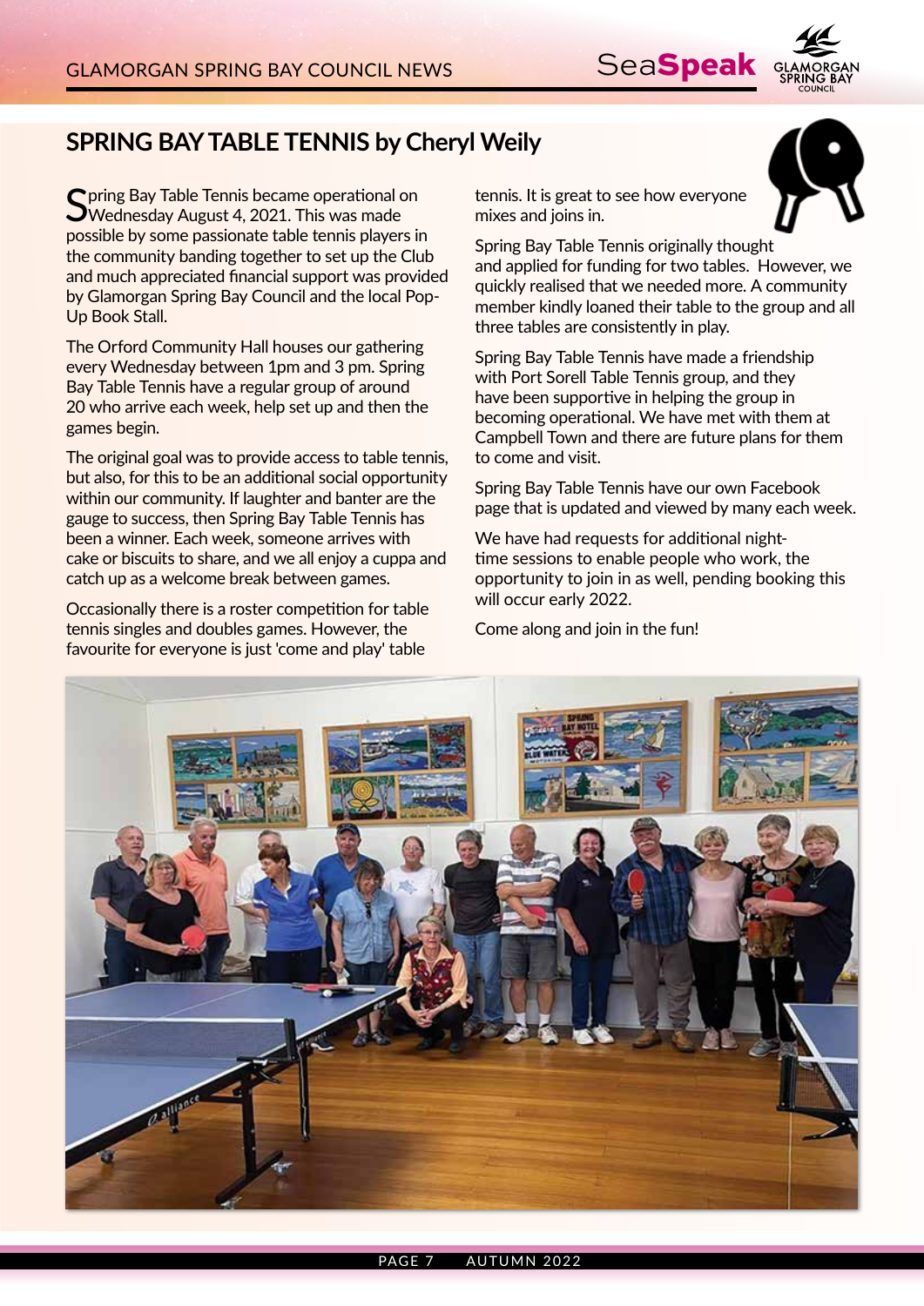## SPRING BAY TABLE TENNIS by Cheryl Weily

Spring Bay Table Tennis became operational on Wednesday August 4, 2021. This was made possible by some passionate table tennis players in the community banding together to set up the Club and much appreciated financial support was provided by Glamorgan Spring Bay Council and the local Pop-Up Book Stall.

The Orford Community Hall houses our gathering every Wednesday between 1pm and 3 pm. Spring Bay Table Tennis have a regular group of around 20 who arrive each week, help set up and then the games begin.

The original goal was to provide access to table tennis, but also, for this to be an additional social opportunity within our community. If laughter and banter are the gauge to success, then Spring Bay Table Tennis has been a winner. Each week, someone arrives with cake or biscuits to share, and we all enjoy a cuppa and catch up as a welcome break between games.

Occasionally there is a roster competition for table tennis singles and doubles games. However, the favourite for everyone is just 'come and play' table tennis. It is great to see how everyone mixes and joins in.

Spring Bay Table Tennis originally thought and applied for funding for two tables. However, we quickly realised that we needed more. A community member kindly loaned their table to the group and all three tables are consistently in play.

Spring Bay Table Tennis have made a friendship with Port Sorell Table Tennis group, and they have been supportive in helping the group in becoming operational. We have met with them at Campbell Town and there are future plans for them to come and visit.

Spring Bay Table Tennis have our own Facebook page that is updated and viewed by many each week.

We have had requests for additional night-time sessions to enable people who work, the opportunity to join in as well, pending booking this will occur early 2022.

Come along and join in the fun!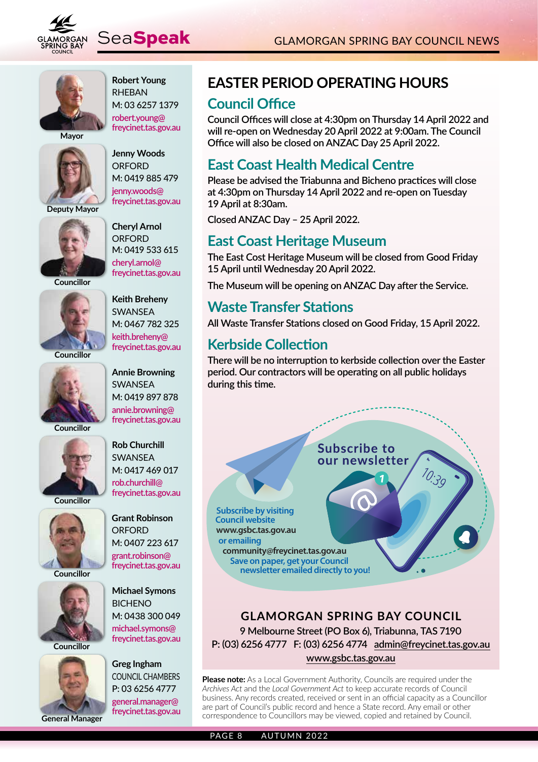**Robert Young**
RHEBAN
M: 03 6257 1379
robert.young@freycinet.tas.gov.au
Mayor

**Jenny Woods**
ORFORD
M: 0419 885 479
jenny.woods@freycinet.tas.gov.au
Deputy Mayor

**Cheryl Arnol**
ORFORD
M: 0419 533 615
cheryl.arnol@freycinet.tas.gov.au
Councillor

**Keith Breheny**
SWANSEA
M: 0467 782 325
keith.breheny@freycinet.tas.gov.au
Councillor

**Annie Browning**
SWANSEA
M: 0419 897 878
annie.browning@freycinet.tas.gov.au
Councillor

**Rob Churchill**
SWANSEA
M: 0417 469 017
rob.churchill@freycinet.tas.gov.au
Councillor

**Grant Robinson**
ORFORD
M: 0407 223 617
grant.robinson@freycinet.tas.gov.au
Councillor

**Michael Symons**
BICHENO
M: 0438 300 049
michael.symons@freycinet.tas.gov.au
Councillor

**Greg Ingham**
COUNCIL CHAMBERS
P: 03 6256 4777
general.manager@freycinet.tas.gov.au
General Manager

# EASTER PERIOD OPERATING HOURS

## Council Office

Council Offices will close at 4:30pm on Thursday 14 April 2022 and will re-open on Wednesday 20 April 2022 at 9:00am. The Council Office will also be closed on ANZAC Day 25 April 2022.

## East Coast Health Medical Centre

Please be advised the Triabunna and Bicheno practices will close at 4:30pm on Thursday 14 April 2022 and re-open on Tuesday 19 April at 8:30am.

Closed ANZAC Day – 25 April 2022.

## East Coast Heritage Museum

The East Cost Heritage Museum will be closed from Good Friday 15 April until Wednesday 20 April 2022.

The Museum will be opening on ANZAC Day after the Service.

## Waste Transfer Stations

All Waste Transfer Stations closed on Good Friday, 15 April 2022.

## Kerbside Collection

There will be no interruption to kerbside collection over the Easter period. Our contractors will be operating on all public holidays during this time.

**Subscribe to our newsletter**

Subscribe by visiting Council website
www.gsbc.tas.gov.au
or emailing
community@freycinet.tas.gov.au
Save on paper, get your Council newsletter emailed directly to you!

**GLAMORGAN SPRING BAY COUNCIL**
9 Melbourne Street (PO Box 6), Triabunna, TAS 7190
P: (03) 6256 4777 F: (03) 6256 4774 admin@freycinet.tas.gov.au
www.gsbc.tas.gov.au

**Please note:** As a Local Government Authority, Councils are required under the *Archives Act* and the *Local Government Act* to keep accurate records of Council business. Any records created, received or sent in an official capacity as a Councillor are part of Council's public record and hence a State record. Any email or other correspondence to Councillors may be viewed, copied and retained by Council.